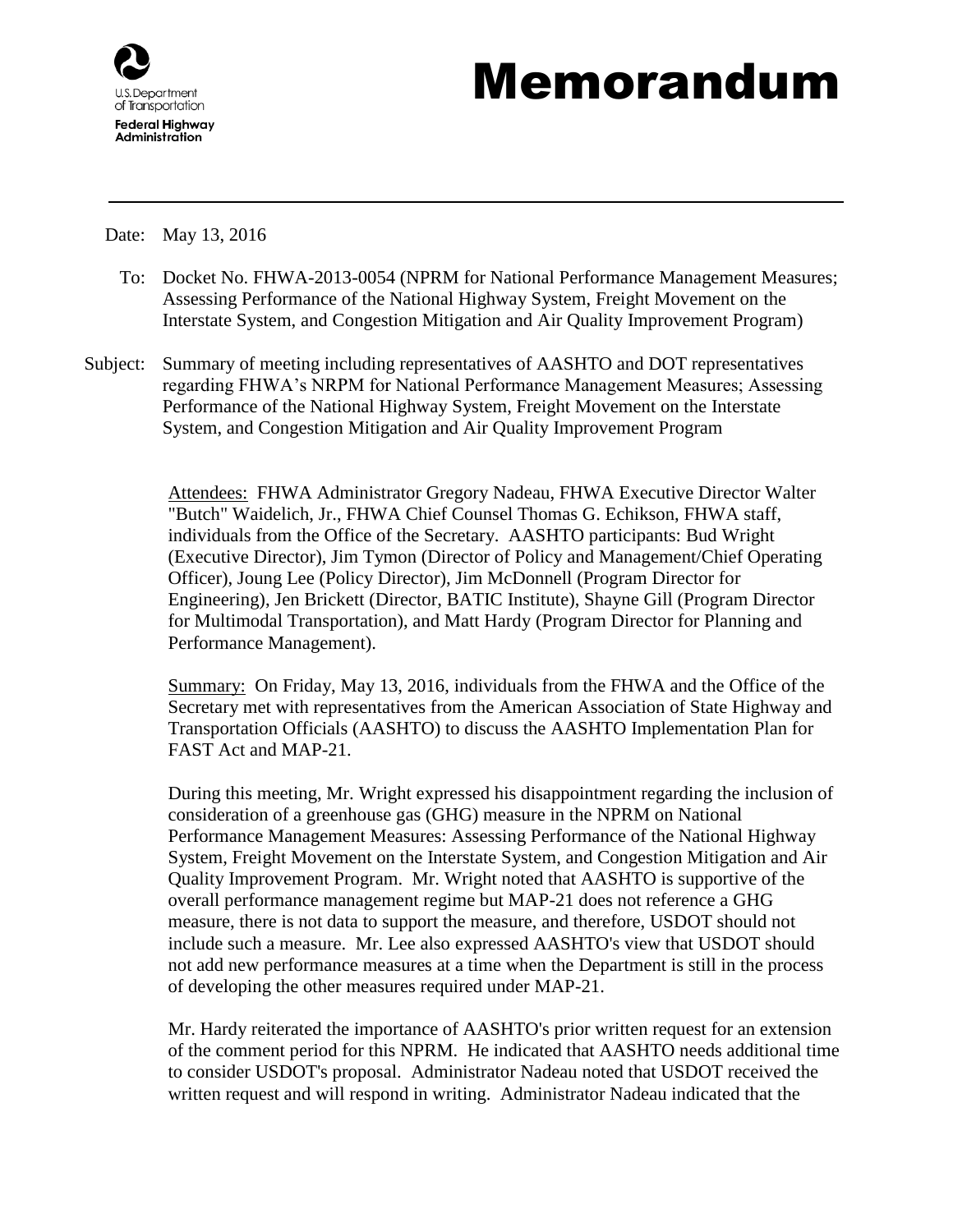U.S. Department of Transportation
**Federal Highway Administration**

# Memorandum

Date: May 13, 2016

To: Docket No. FHWA-2013-0054 (NPRM for National Performance Management Measures; Assessing Performance of the National Highway System, Freight Movement on the Interstate System, and Congestion Mitigation and Air Quality Improvement Program)

Subject: Summary of meeting including representatives of AASHTO and DOT representatives regarding FHWA's NRPM for National Performance Management Measures; Assessing Performance of the National Highway System, Freight Movement on the Interstate System, and Congestion Mitigation and Air Quality Improvement Program

Attendees: FHWA Administrator Gregory Nadeau, FHWA Executive Director Walter "Butch" Waidelich, Jr., FHWA Chief Counsel Thomas G. Echikson, FHWA staff, individuals from the Office of the Secretary. AASHTO participants: Bud Wright (Executive Director), Jim Tymon (Director of Policy and Management/Chief Operating Officer), Joung Lee (Policy Director), Jim McDonnell (Program Director for Engineering), Jen Brickett (Director, BATIC Institute), Shayne Gill (Program Director for Multimodal Transportation), and Matt Hardy (Program Director for Planning and Performance Management).

Summary: On Friday, May 13, 2016, individuals from the FHWA and the Office of the Secretary met with representatives from the American Association of State Highway and Transportation Officials (AASHTO) to discuss the AASHTO Implementation Plan for FAST Act and MAP-21.

During this meeting, Mr. Wright expressed his disappointment regarding the inclusion of consideration of a greenhouse gas (GHG) measure in the NPRM on National Performance Management Measures: Assessing Performance of the National Highway System, Freight Movement on the Interstate System, and Congestion Mitigation and Air Quality Improvement Program. Mr. Wright noted that AASHTO is supportive of the overall performance management regime but MAP-21 does not reference a GHG measure, there is not data to support the measure, and therefore, USDOT should not include such a measure. Mr. Lee also expressed AASHTO's view that USDOT should not add new performance measures at a time when the Department is still in the process of developing the other measures required under MAP-21.

Mr. Hardy reiterated the importance of AASHTO's prior written request for an extension of the comment period for this NPRM. He indicated that AASHTO needs additional time to consider USDOT's proposal. Administrator Nadeau noted that USDOT received the written request and will respond in writing. Administrator Nadeau indicated that the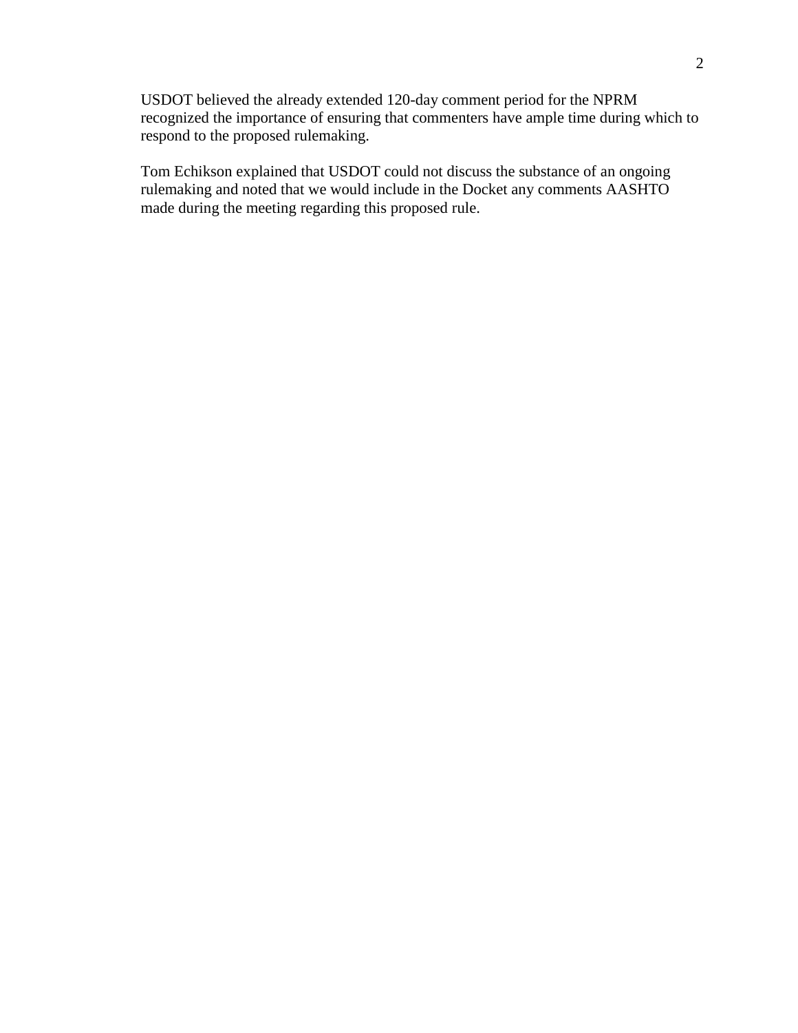USDOT believed the already extended 120-day comment period for the NPRM recognized the importance of ensuring that commenters have ample time during which to respond to the proposed rulemaking.

Tom Echikson explained that USDOT could not discuss the substance of an ongoing rulemaking and noted that we would include in the Docket any comments AASHTO made during the meeting regarding this proposed rule.